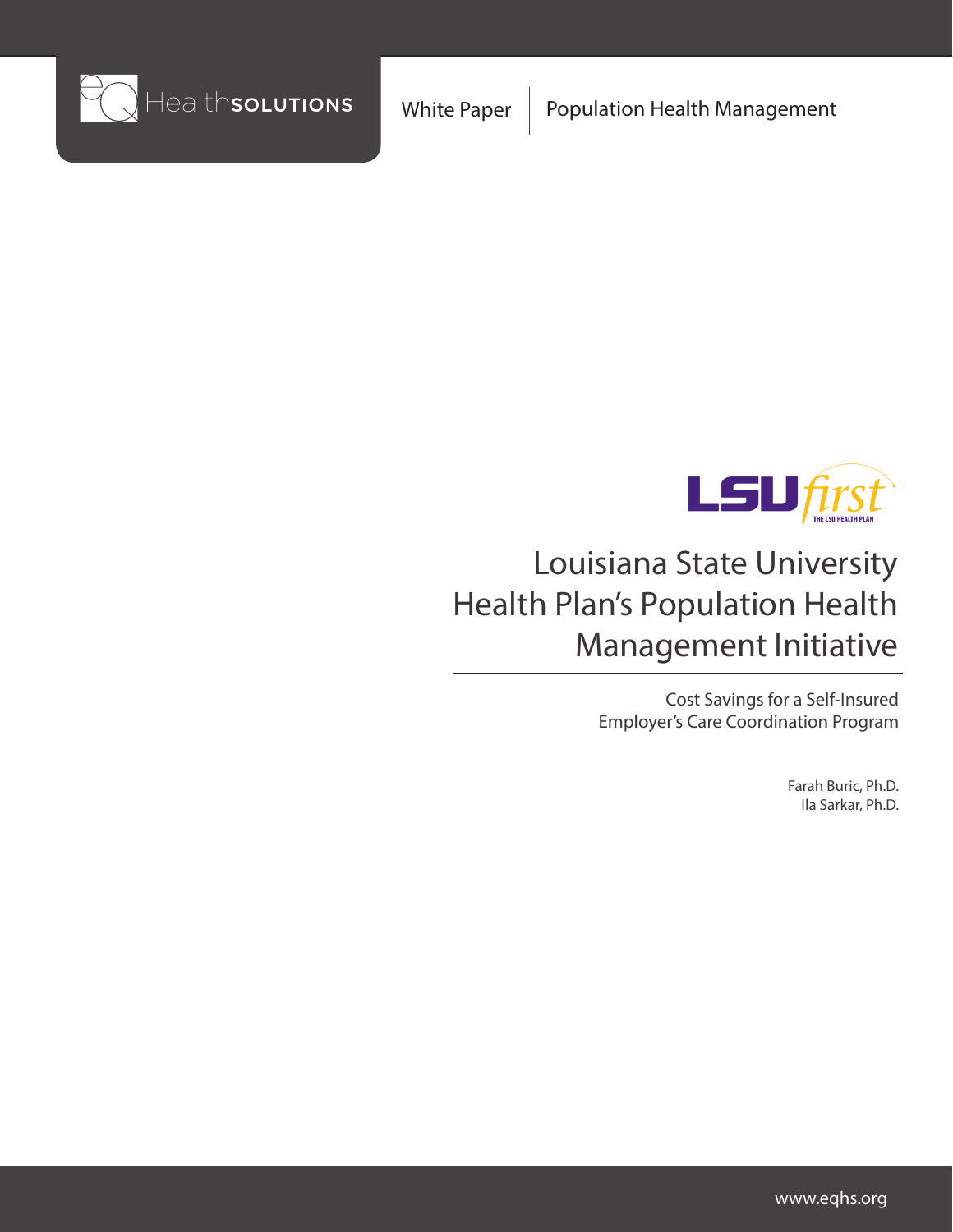eQHealthSOLUTIONS

White Paper | Population Health Management

LSU first — THE LSU HEALTH PLAN

# Louisiana State University Health Plan's Population Health Management Initiative

## Cost Savings for a Self-Insured Employer's Care Coordination Program

Farah Buric, Ph.D.
Ila Sarkar, Ph.D.

www.eqhs.org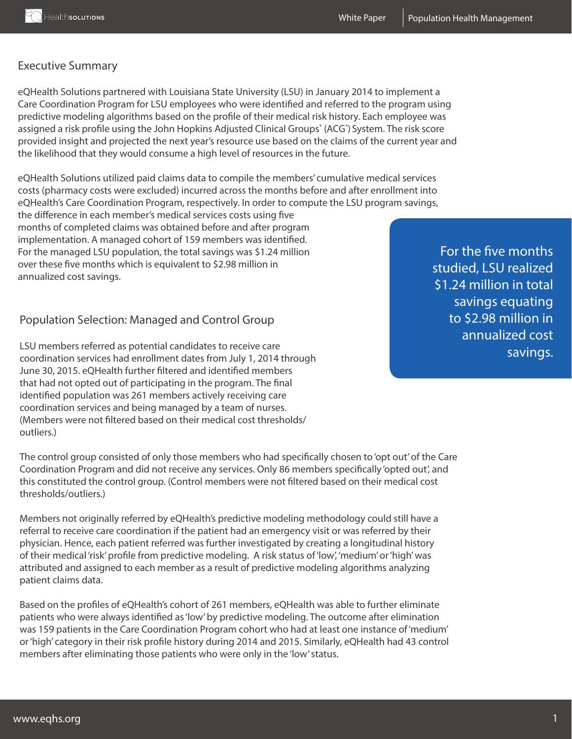## Executive Summary

eQHealth Solutions partnered with Louisiana State University (LSU) in January 2014 to implement a Care Coordination Program for LSU employees who were identified and referred to the program using predictive modeling algorithms based on the profile of their medical risk history. Each employee was assigned a risk profile using the John Hopkins Adjusted Clinical Groups® (ACG®) System. The risk score provided insight and projected the next year's resource use based on the claims of the current year and the likelihood that they would consume a high level of resources in the future.

eQHealth Solutions utilized paid claims data to compile the members' cumulative medical services costs (pharmacy costs were excluded) incurred across the months before and after enrollment into eQHealth's Care Coordination Program, respectively. In order to compute the LSU program savings, the difference in each member's medical services costs using five months of completed claims was obtained before and after program implementation. A managed cohort of 159 members was identified. For the managed LSU population, the total savings was $1.24 million over these five months which is equivalent to $2.98 million in annualized cost savings.

> For the five months studied, LSU realized $1.24 million in total savings equating to $2.98 million in annualized cost savings.

## Population Selection: Managed and Control Group

LSU members referred as potential candidates to receive care coordination services had enrollment dates from July 1, 2014 through June 30, 2015. eQHealth further filtered and identified members that had not opted out of participating in the program. The final identified population was 261 members actively receiving care coordination services and being managed by a team of nurses. (Members were not filtered based on their medical cost thresholds/ outliers.)

The control group consisted of only those members who had specifically chosen to 'opt out' of the Care Coordination Program and did not receive any services. Only 86 members specifically 'opted out', and this constituted the control group. (Control members were not filtered based on their medical cost thresholds/outliers.)

Members not originally referred by eQHealth's predictive modeling methodology could still have a referral to receive care coordination if the patient had an emergency visit or was referred by their physician. Hence, each patient referred was further investigated by creating a longitudinal history of their medical 'risk' profile from predictive modeling. A risk status of 'low', 'medium' or 'high' was attributed and assigned to each member as a result of predictive modeling algorithms analyzing patient claims data.

Based on the profiles of eQHealth's cohort of 261 members, eQHealth was able to further eliminate patients who were always identified as 'low' by predictive modeling. The outcome after elimination was 159 patients in the Care Coordination Program cohort who had at least one instance of 'medium' or 'high' category in their risk profile history during 2014 and 2015. Similarly, eQHealth had 43 control members after eliminating those patients who were only in the 'low' status.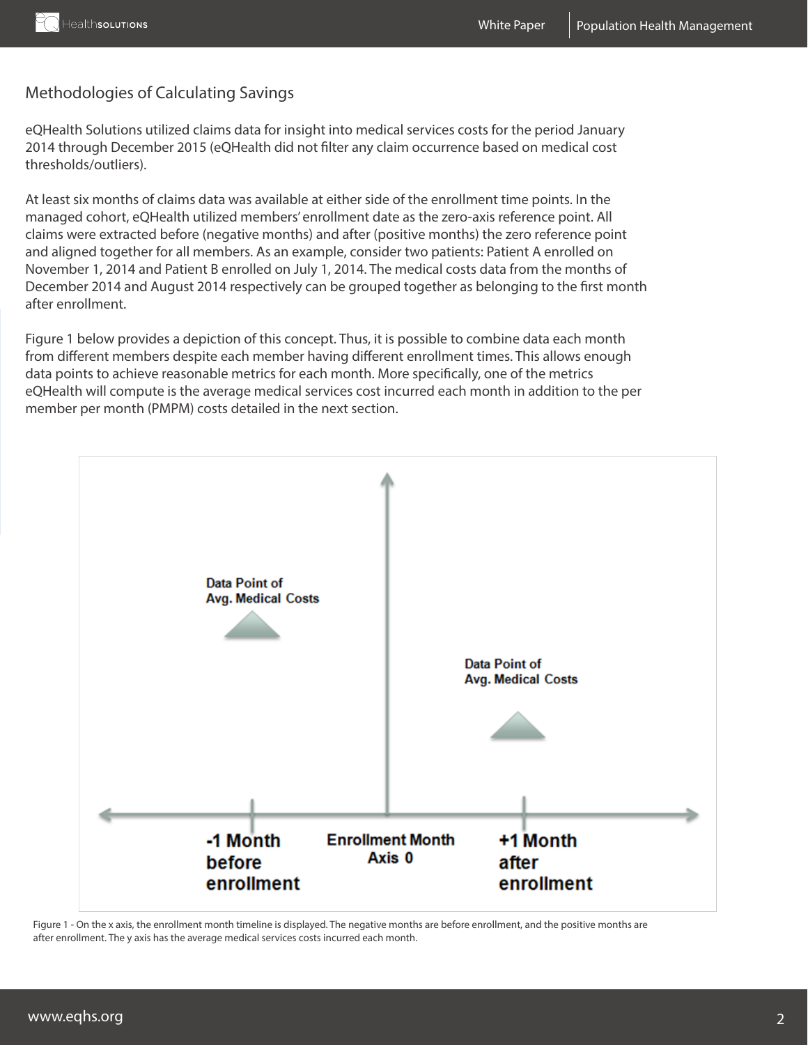## Methodologies of Calculating Savings

eQHealth Solutions utilized claims data for insight into medical services costs for the period January 2014 through December 2015 (eQHealth did not filter any claim occurrence based on medical cost thresholds/outliers).

At least six months of claims data was available at either side of the enrollment time points. In the managed cohort, eQHealth utilized members' enrollment date as the zero-axis reference point. All claims were extracted before (negative months) and after (positive months) the zero reference point and aligned together for all members. As an example, consider two patients: Patient A enrolled on November 1, 2014 and Patient B enrolled on July 1, 2014. The medical costs data from the months of December 2014 and August 2014 respectively can be grouped together as belonging to the first month after enrollment.

Figure 1 below provides a depiction of this concept. Thus, it is possible to combine data each month from different members despite each member having different enrollment times. This allows enough data points to achieve reasonable metrics for each month. More specifically, one of the metrics eQHealth will compute is the average medical services cost incurred each month in addition to the per member per month (PMPM) costs detailed in the next section.

Data Point of Avg. Medical Costs

Data Point of Avg. Medical Costs

-1 Month before enrollment | Enrollment Month Axis 0 | +1 Month after enrollment

Figure 1 - On the x axis, the enrollment month timeline is displayed. The negative months are before enrollment, and the positive months are after enrollment. The y axis has the average medical services costs incurred each month.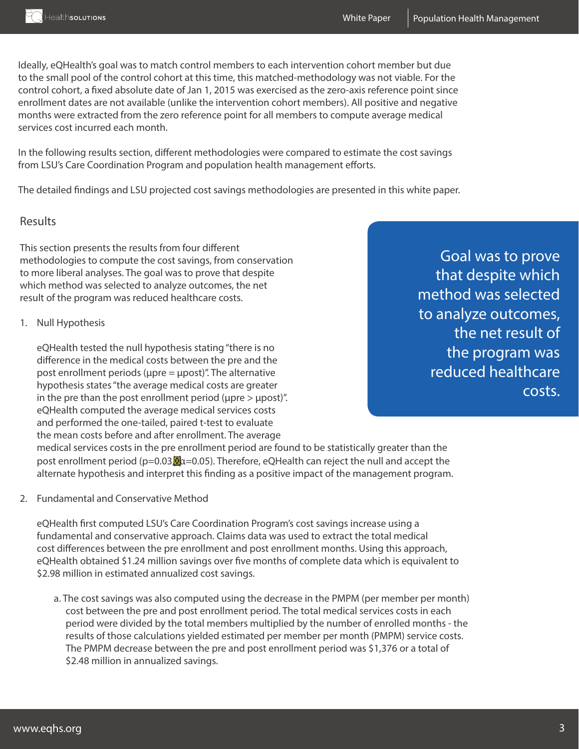Ideally, eQHealth's goal was to match control members to each intervention cohort member but due to the small pool of the control cohort at this time, this matched-methodology was not viable. For the control cohort, a fixed absolute date of Jan 1, 2015 was exercised as the zero-axis reference point since enrollment dates are not available (unlike the intervention cohort members). All positive and negative months were extracted from the zero reference point for all members to compute average medical services cost incurred each month.

In the following results section, different methodologies were compared to estimate the cost savings from LSU's Care Coordination Program and population health management efforts.

The detailed findings and LSU projected cost savings methodologies are presented in this white paper.

## Results

This section presents the results from four different methodologies to compute the cost savings, from conservation to more liberal analyses. The goal was to prove that despite which method was selected to analyze outcomes, the net result of the program was reduced healthcare costs.

> Goal was to prove that despite which method was selected to analyze outcomes, the net result of the program was reduced healthcare costs.

1. Null Hypothesis

   eQHealth tested the null hypothesis stating "there is no difference in the medical costs between the pre and the post enrollment periods ($\mu pre = \mu post$)". The alternative hypothesis states "the average medical costs are greater in the pre than the post enrollment period ($\mu pre > \mu post$)". eQHealth computed the average medical services costs and performed the one-tailed, paired t-test to evaluate the mean costs before and after enrollment. The average medical services costs in the pre enrollment period are found to be statistically greater than the post enrollment period ($p=0.03$, $\alpha=0.05$). Therefore, eQHealth can reject the null and accept the alternate hypothesis and interpret this finding as a positive impact of the management program.

2. Fundamental and Conservative Method

   eQHealth first computed LSU's Care Coordination Program's cost savings increase using a fundamental and conservative approach. Claims data was used to extract the total medical cost differences between the pre enrollment and post enrollment months. Using this approach, eQHealth obtained $1.24 million savings over five months of complete data which is equivalent to $2.98 million in estimated annualized cost savings.

   a. The cost savings was also computed using the decrease in the PMPM (per member per month) cost between the pre and post enrollment period. The total medical services costs in each period were divided by the total members multiplied by the number of enrolled months - the results of those calculations yielded estimated per member per month (PMPM) service costs. The PMPM decrease between the pre and post enrollment period was $1,376 or a total of $2.48 million in annualized savings.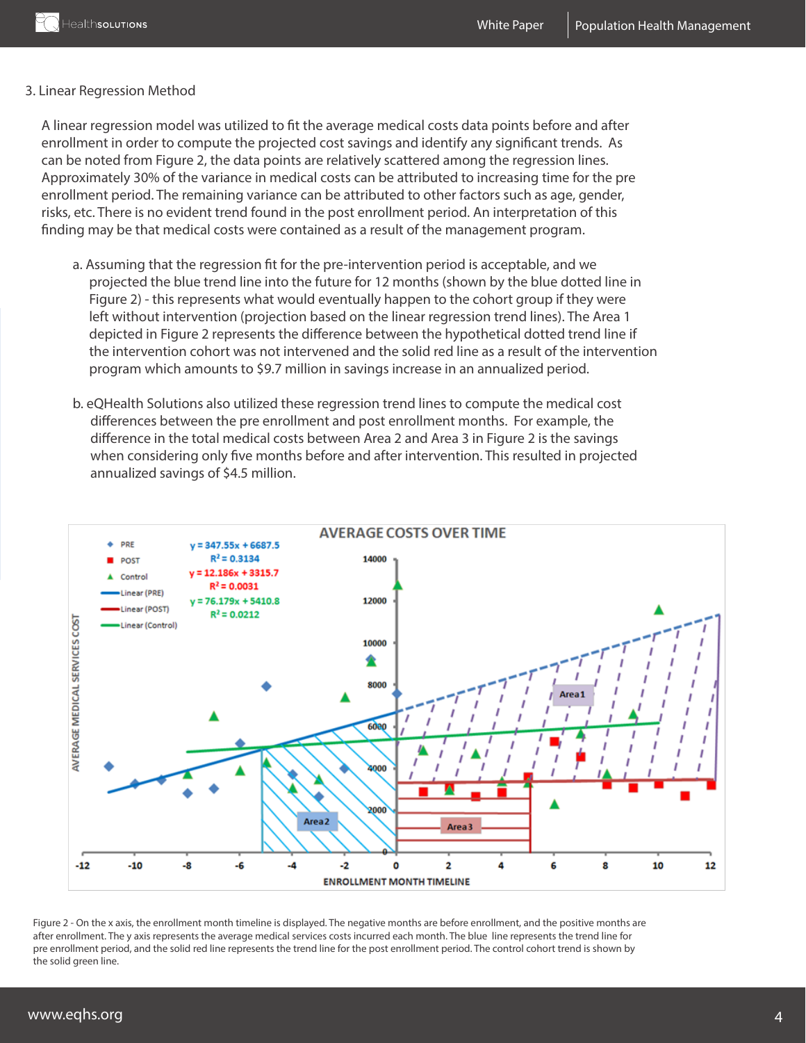3. Linear Regression Method

A linear regression model was utilized to fit the average medical costs data points before and after enrollment in order to compute the projected cost savings and identify any significant trends. As can be noted from Figure 2, the data points are relatively scattered among the regression lines. Approximately 30% of the variance in medical costs can be attributed to increasing time for the pre enrollment period. The remaining variance can be attributed to other factors such as age, gender, risks, etc. There is no evident trend found in the post enrollment period. An interpretation of this finding may be that medical costs were contained as a result of the management program.

a. Assuming that the regression fit for the pre-intervention period is acceptable, and we projected the blue trend line into the future for 12 months (shown by the blue dotted line in Figure 2) - this represents what would eventually happen to the cohort group if they were left without intervention (projection based on the linear regression trend lines). The Area 1 depicted in Figure 2 represents the difference between the hypothetical dotted trend line if the intervention cohort was not intervened and the solid red line as a result of the intervention program which amounts to $9.7 million in savings increase in an annualized period.

b. eQHealth Solutions also utilized these regression trend lines to compute the medical cost differences between the pre enrollment and post enrollment months. For example, the difference in the total medical costs between Area 2 and Area 3 in Figure 2 is the savings when considering only five months before and after intervention. This resulted in projected annualized savings of $4.5 million.

**AVERAGE COSTS OVER TIME**

- PRE: $y = 347.55x + 6687.5$, $R^2 = 0.3134$
- POST: $y = 12.186x + 3315.7$, $R^2 = 0.0031$
- Control: $y = 76.179x + 5410.8$, $R^2 = 0.0212$

Figure 2 - On the x axis, the enrollment month timeline is displayed. The negative months are before enrollment, and the positive months are after enrollment. The y axis represents the average medical services costs incurred each month. The blue line represents the trend line for pre enrollment period, and the solid red line represents the trend line for the post enrollment period. The control cohort trend is shown by the solid green line.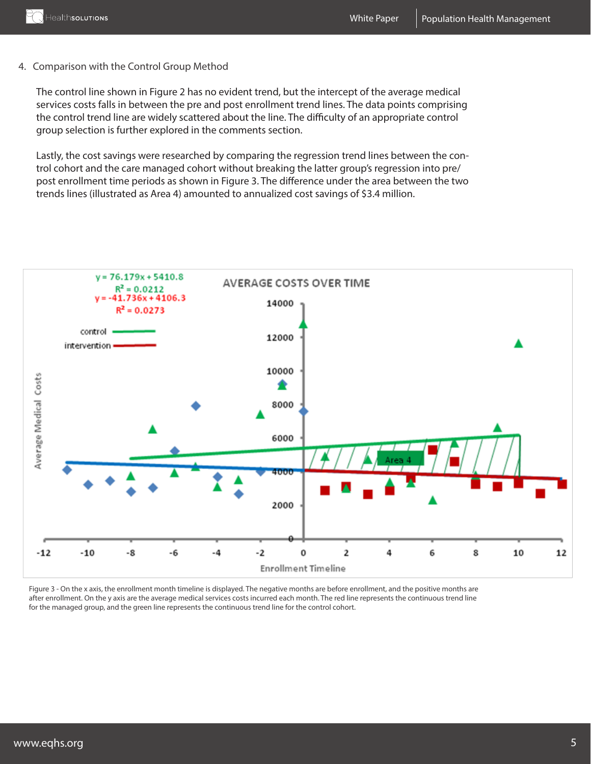4. Comparison with the Control Group Method

   The control line shown in Figure 2 has no evident trend, but the intercept of the average medical services costs falls in between the pre and post enrollment trend lines. The data points comprising the control trend line are widely scattered about the line. The difficulty of an appropriate control group selection is further explored in the comments section.

   Lastly, the cost savings were researched by comparing the regression trend lines between the control cohort and the care managed cohort without breaking the latter group's regression into pre/post enrollment time periods as shown in Figure 3. The difference under the area between the two trends lines (illustrated as Area 4) amounted to annualized cost savings of \$3.4 million.

Figure 3 - On the x axis, the enrollment month timeline is displayed. The negative months are before enrollment, and the positive months are after enrollment. On the y axis are the average medical services costs incurred each month. The red line represents the continuous trend line for the managed group, and the green line represents the continuous trend line for the control cohort.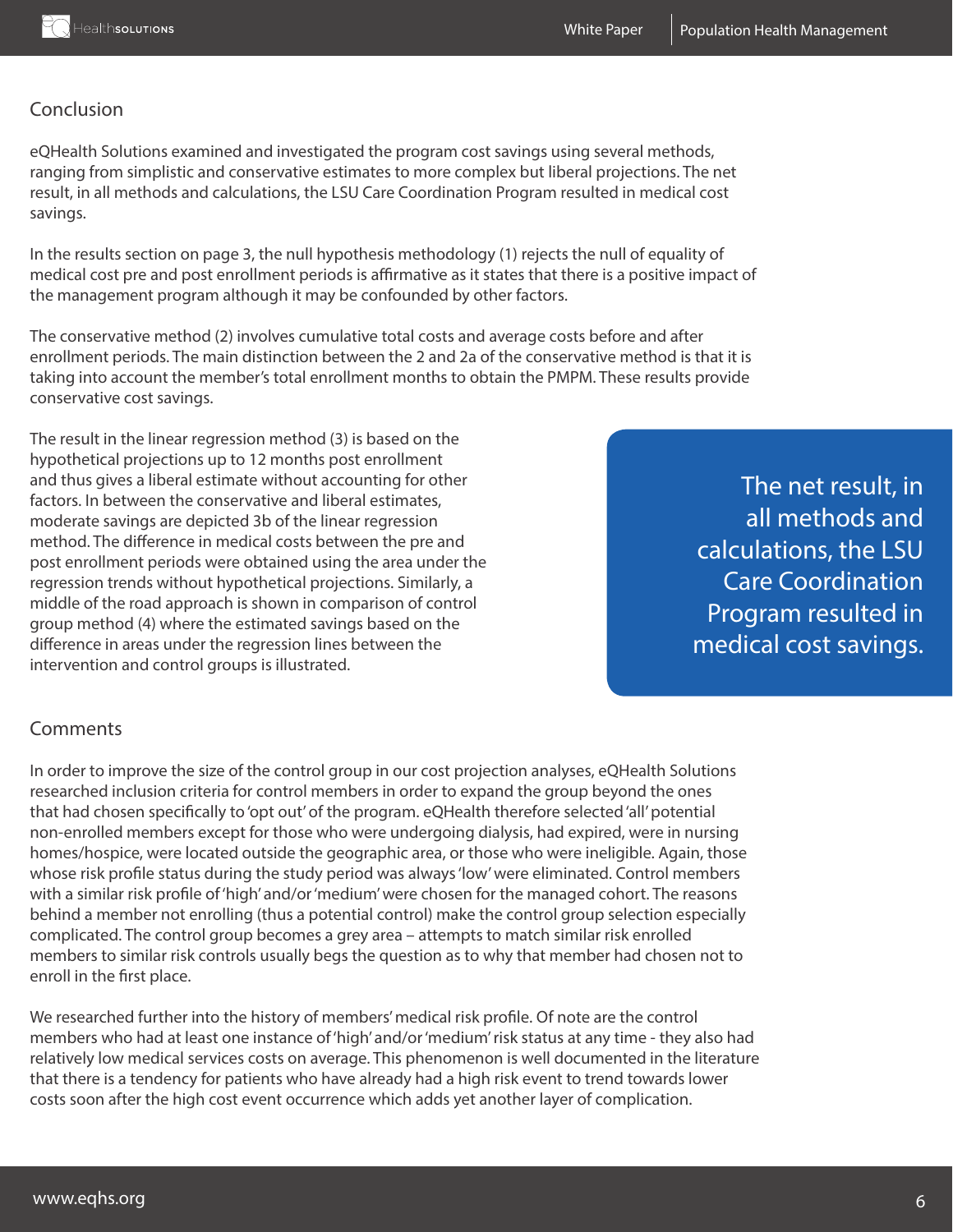## Conclusion

eQHealth Solutions examined and investigated the program cost savings using several methods, ranging from simplistic and conservative estimates to more complex but liberal projections. The net result, in all methods and calculations, the LSU Care Coordination Program resulted in medical cost savings.

In the results section on page 3, the null hypothesis methodology (1) rejects the null of equality of medical cost pre and post enrollment periods is affirmative as it states that there is a positive impact of the management program although it may be confounded by other factors.

The conservative method (2) involves cumulative total costs and average costs before and after enrollment periods. The main distinction between the 2 and 2a of the conservative method is that it is taking into account the member's total enrollment months to obtain the PMPM. These results provide conservative cost savings.

The result in the linear regression method (3) is based on the hypothetical projections up to 12 months post enrollment and thus gives a liberal estimate without accounting for other factors. In between the conservative and liberal estimates, moderate savings are depicted 3b of the linear regression method. The difference in medical costs between the pre and post enrollment periods were obtained using the area under the regression trends without hypothetical projections. Similarly, a middle of the road approach is shown in comparison of control group method (4) where the estimated savings based on the difference in areas under the regression lines between the intervention and control groups is illustrated.

> The net result, in all methods and calculations, the LSU Care Coordination Program resulted in medical cost savings.

## Comments

In order to improve the size of the control group in our cost projection analyses, eQHealth Solutions researched inclusion criteria for control members in order to expand the group beyond the ones that had chosen specifically to 'opt out' of the program. eQHealth therefore selected 'all' potential non-enrolled members except for those who were undergoing dialysis, had expired, were in nursing homes/hospice, were located outside the geographic area, or those who were ineligible. Again, those whose risk profile status during the study period was always 'low' were eliminated. Control members with a similar risk profile of 'high' and/or 'medium' were chosen for the managed cohort. The reasons behind a member not enrolling (thus a potential control) make the control group selection especially complicated. The control group becomes a grey area – attempts to match similar risk enrolled members to similar risk controls usually begs the question as to why that member had chosen not to enroll in the first place.

We researched further into the history of members' medical risk profile. Of note are the control members who had at least one instance of 'high' and/or 'medium' risk status at any time - they also had relatively low medical services costs on average. This phenomenon is well documented in the literature that there is a tendency for patients who have already had a high risk event to trend towards lower costs soon after the high cost event occurrence which adds yet another layer of complication.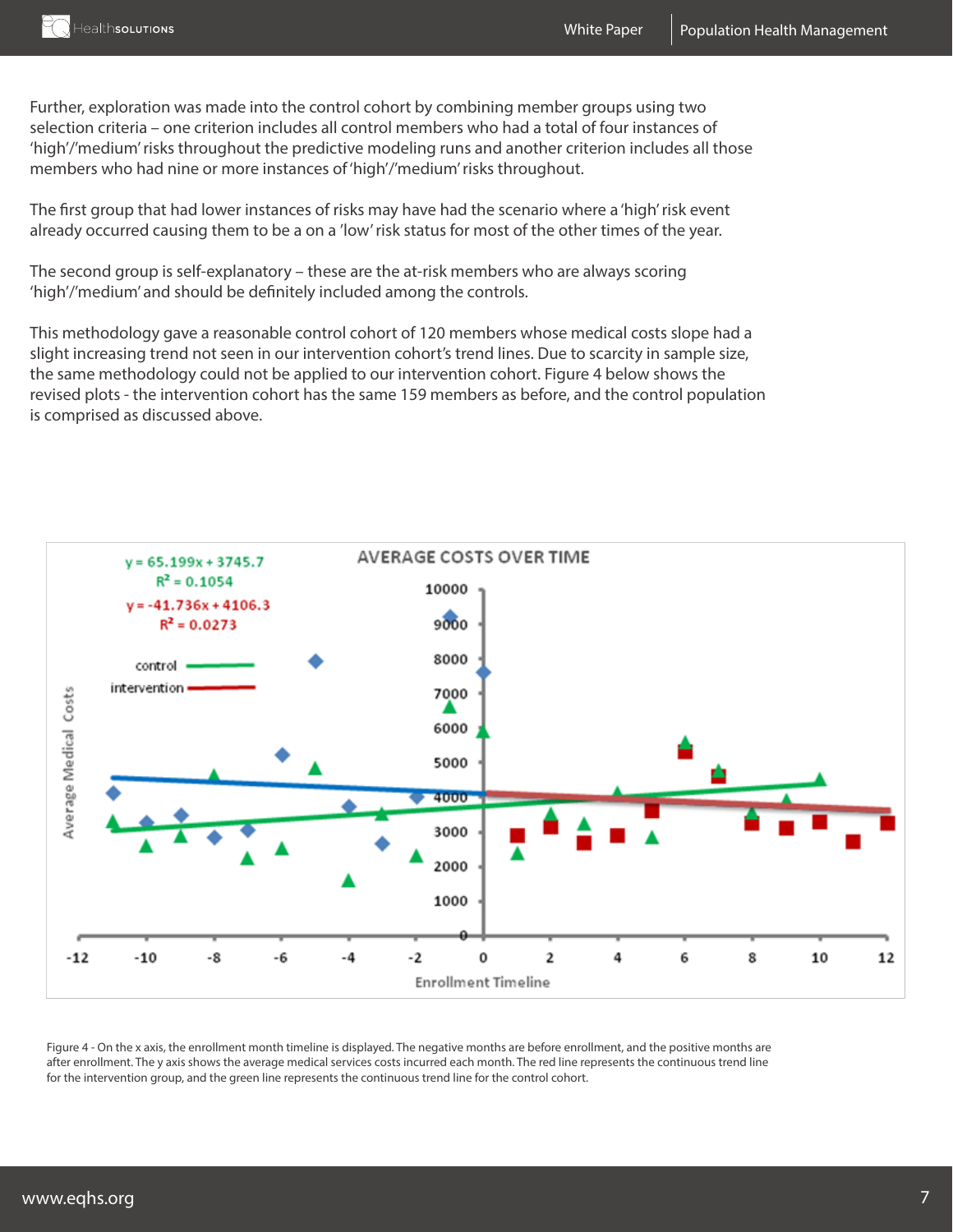Further, exploration was made into the control cohort by combining member groups using two selection criteria – one criterion includes all control members who had a total of four instances of 'high'/'medium' risks throughout the predictive modeling runs and another criterion includes all those members who had nine or more instances of 'high'/'medium' risks throughout.

The first group that had lower instances of risks may have had the scenario where a 'high' risk event already occurred causing them to be a on a 'low' risk status for most of the other times of the year.

The second group is self-explanatory – these are the at-risk members who are always scoring 'high'/'medium' and should be definitely included among the controls.

This methodology gave a reasonable control cohort of 120 members whose medical costs slope had a slight increasing trend not seen in our intervention cohort's trend lines. Due to scarcity in sample size, the same methodology could not be applied to our intervention cohort. Figure 4 below shows the revised plots - the intervention cohort has the same 159 members as before, and the control population is comprised as discussed above.

Figure 4 - On the x axis, the enrollment month timeline is displayed. The negative months are before enrollment, and the positive months are after enrollment. The y axis shows the average medical services costs incurred each month. The red line represents the continuous trend line for the intervention group, and the green line represents the continuous trend line for the control cohort.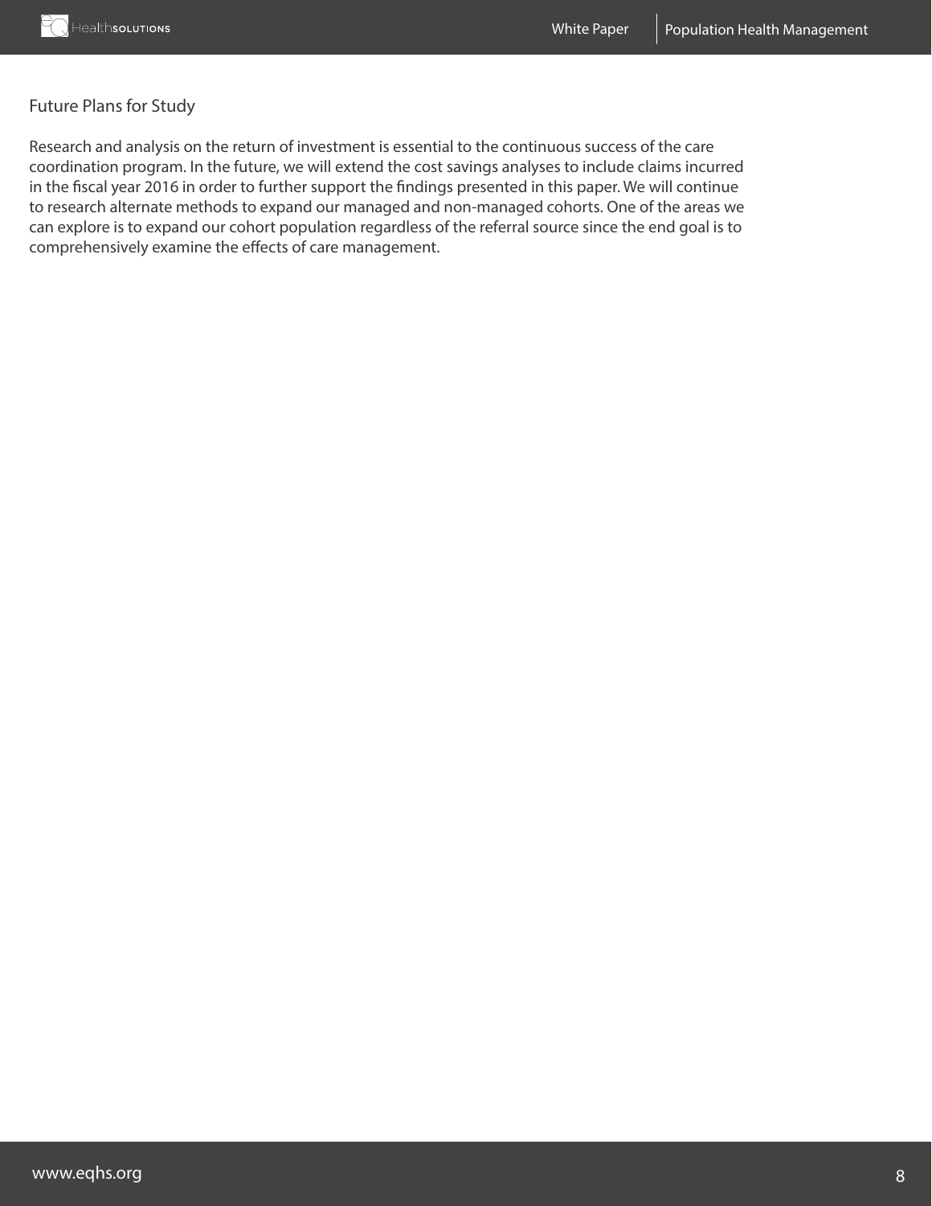## Future Plans for Study

Research and analysis on the return of investment is essential to the continuous success of the care coordination program. In the future, we will extend the cost savings analyses to include claims incurred in the fiscal year 2016 in order to further support the findings presented in this paper. We will continue to research alternate methods to expand our managed and non-managed cohorts. One of the areas we can explore is to expand our cohort population regardless of the referral source since the end goal is to comprehensively examine the effects of care management.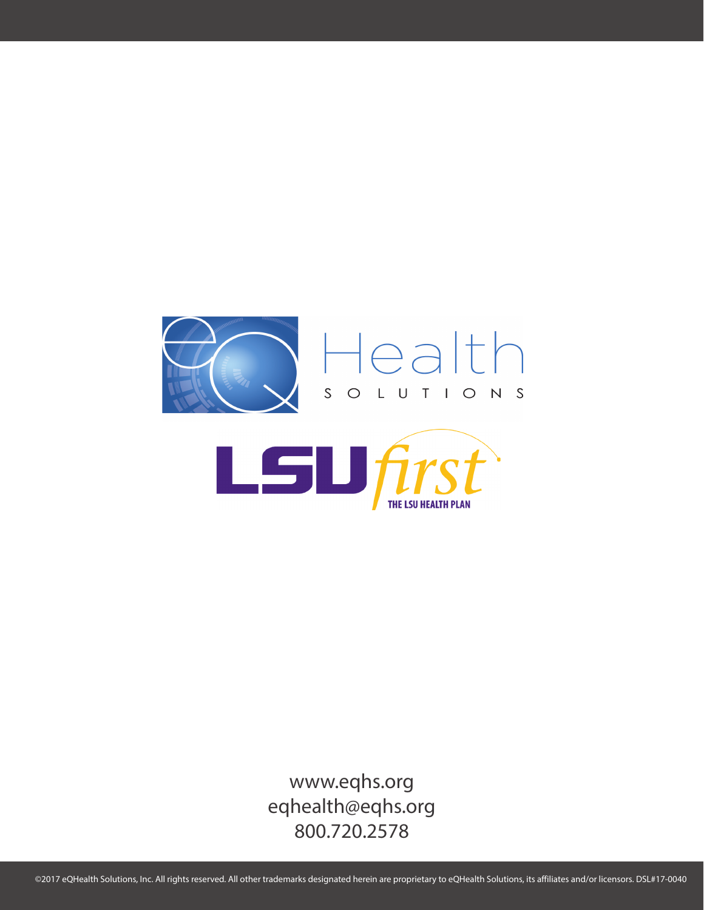eQHealth SOLUTIONS

LSU first

THE LSU HEALTH PLAN

www.eqhs.org
eqhealth@eqhs.org
800.720.2578

©2017 eQHealth Solutions, Inc. All rights reserved. All other trademarks designated herein are proprietary to eQHealth Solutions, its affiliates and/or licensors. DSL#17-0040